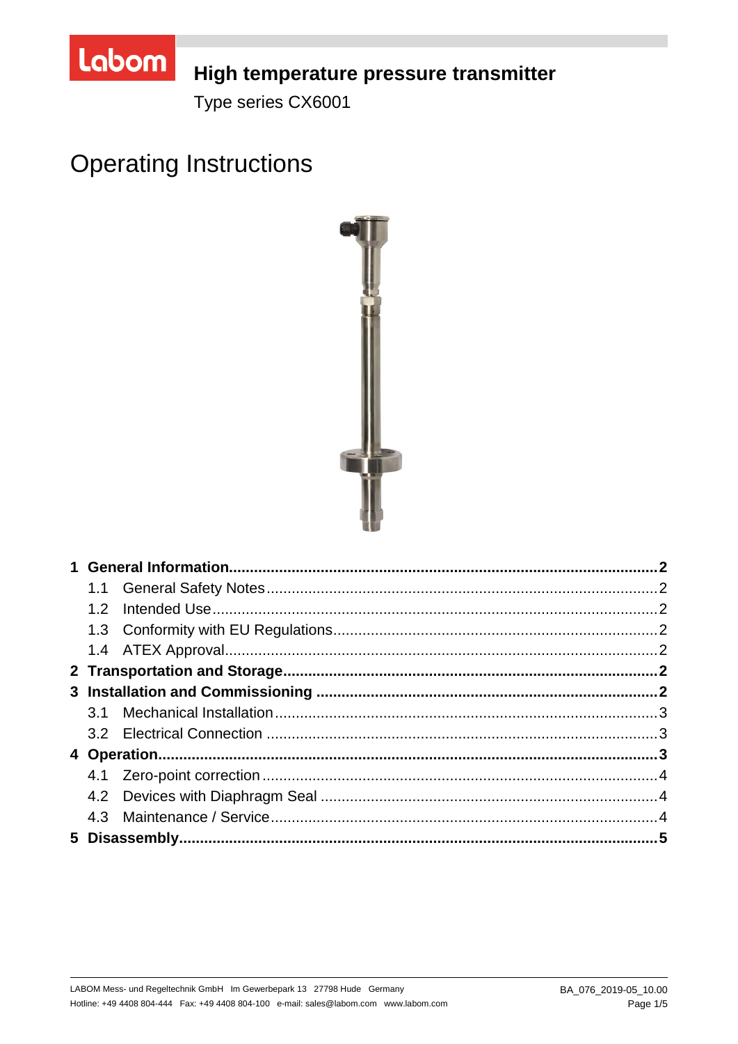# High temperature pressure transmitter

Type series CX6001

# Operating Instructions

| | |
|---|---|
| **1 General Information** | **2** |
| 1.1 General Safety Notes | 2 |
| 1.2 Intended Use | 2 |
| 1.3 Conformity with EU Regulations | 2 |
| 1.4 ATEX Approval | 2 |
| **2 Transportation and Storage** | **2** |
| **3 Installation and Commissioning** | **2** |
| 3.1 Mechanical Installation | 3 |
| 3.2 Electrical Connection | 3 |
| **4 Operation** | **3** |
| 4.1 Zero-point correction | 4 |
| 4.2 Devices with Diaphragm Seal | 4 |
| 4.3 Maintenance / Service | 4 |
| **5 Disassembly** | **5** |

LABOM Mess- und Regeltechnik GmbH Im Gewerbepark 13 27798 Hude Germany
Hotline: +49 4408 804-444 Fax: +49 4408 804-100 e-mail: sales@labom.com www.labom.com

BA_076_2019-05_10.00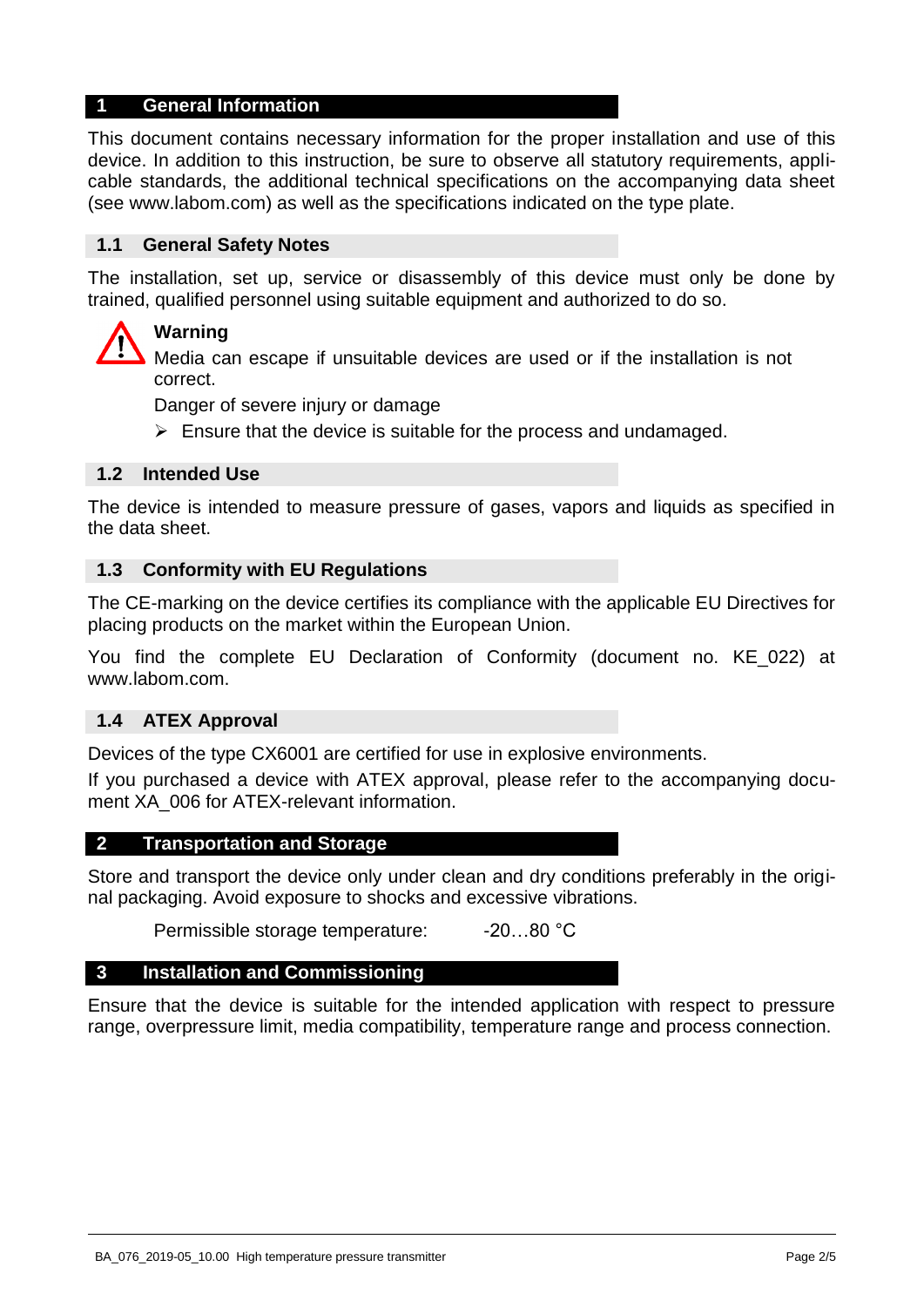# 1 General Information

This document contains necessary information for the proper installation and use of this device. In addition to this instruction, be sure to observe all statutory requirements, applicable standards, the additional technical specifications on the accompanying data sheet (see www.labom.com) as well as the specifications indicated on the type plate.

## 1.1 General Safety Notes

The installation, set up, service or disassembly of this device must only be done by trained, qualified personnel using suitable equipment and authorized to do so.

**Warning**

Media can escape if unsuitable devices are used or if the installation is not correct.

Danger of severe injury or damage

- Ensure that the device is suitable for the process and undamaged.

## 1.2 Intended Use

The device is intended to measure pressure of gases, vapors and liquids as specified in the data sheet.

## 1.3 Conformity with EU Regulations

The CE-marking on the device certifies its compliance with the applicable EU Directives for placing products on the market within the European Union.

You find the complete EU Declaration of Conformity (document no. KE_022) at www.labom.com.

## 1.4 ATEX Approval

Devices of the type CX6001 are certified for use in explosive environments.

If you purchased a device with ATEX approval, please refer to the accompanying document XA_006 for ATEX-relevant information.

# 2 Transportation and Storage

Store and transport the device only under clean and dry conditions preferably in the original packaging. Avoid exposure to shocks and excessive vibrations.

Permissible storage temperature: -20…80 °C

# 3 Installation and Commissioning

Ensure that the device is suitable for the intended application with respect to pressure range, overpressure limit, media compatibility, temperature range and process connection.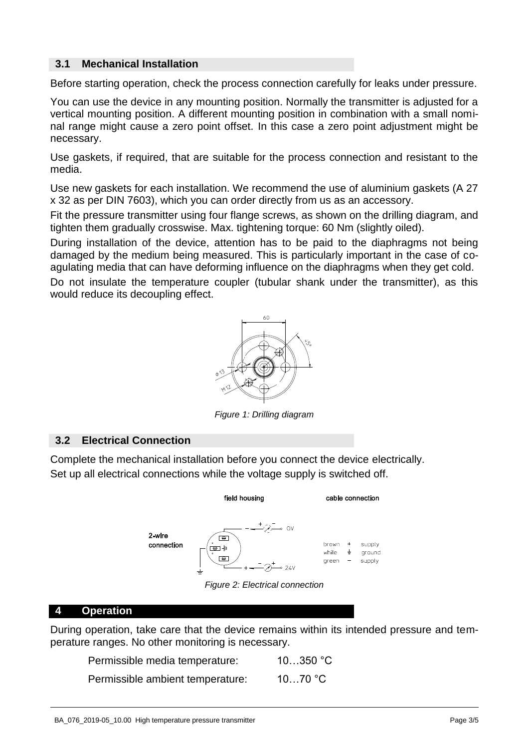## 3.1 Mechanical Installation

Before starting operation, check the process connection carefully for leaks under pressure.

You can use the device in any mounting position. Normally the transmitter is adjusted for a vertical mounting position. A different mounting position in combination with a small nominal range might cause a zero point offset. In this case a zero point adjustment might be necessary.

Use gaskets, if required, that are suitable for the process connection and resistant to the media.

Use new gaskets for each installation. We recommend the use of aluminium gaskets (A 27 x 32 as per DIN 7603), which you can order directly from us as an accessory.

Fit the pressure transmitter using four flange screws, as shown on the drilling diagram, and tighten them gradually crosswise. Max. tightening torque: 60 Nm (slightly oiled).

During installation of the device, attention has to be paid to the diaphragms not being damaged by the medium being measured. This is particularly important in the case of coagulating media that can have deforming influence on the diaphragms when they get cold.

Do not insulate the temperature coupler (tubular shank under the transmitter), as this would reduce its decoupling effect.

*Figure 1: Drilling diagram*

## 3.2 Electrical Connection

Complete the mechanical installation before you connect the device electrically.

Set up all electrical connections while the voltage supply is switched off.

*Figure 2: Electrical connection*

# 4 Operation

During operation, take care that the device remains within its intended pressure and temperature ranges. No other monitoring is necessary.

| | |
|---|---|
| Permissible media temperature: | 10…350 °C |
| Permissible ambient temperature: | 10…70 °C |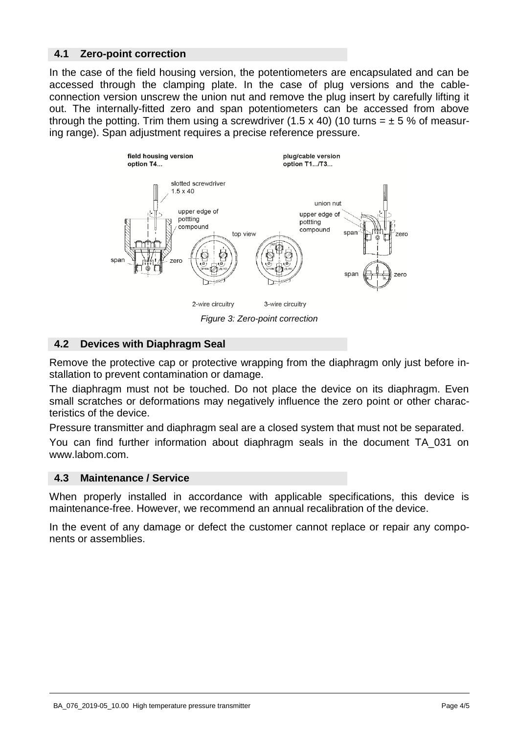## 4.1 Zero-point correction

In the case of the field housing version, the potentiometers are encapsulated and can be accessed through the clamping plate. In the case of plug versions and the cable-connection version unscrew the union nut and remove the plug insert by carefully lifting it out. The internally-fitted zero and span potentiometers can be accessed from above through the potting. Trim them using a screwdriver (1.5 x 40) (10 turns = ± 5 % of measuring range). Span adjustment requires a precise reference pressure.

*Figure 3: Zero-point correction*

## 4.2 Devices with Diaphragm Seal

Remove the protective cap or protective wrapping from the diaphragm only just before installation to prevent contamination or damage.

The diaphragm must not be touched. Do not place the device on its diaphragm. Even small scratches or deformations may negatively influence the zero point or other characteristics of the device.

Pressure transmitter and diaphragm seal are a closed system that must not be separated.

You can find further information about diaphragm seals in the document TA_031 on www.labom.com.

## 4.3 Maintenance / Service

When properly installed in accordance with applicable specifications, this device is maintenance-free. However, we recommend an annual recalibration of the device.

In the event of any damage or defect the customer cannot replace or repair any components or assemblies.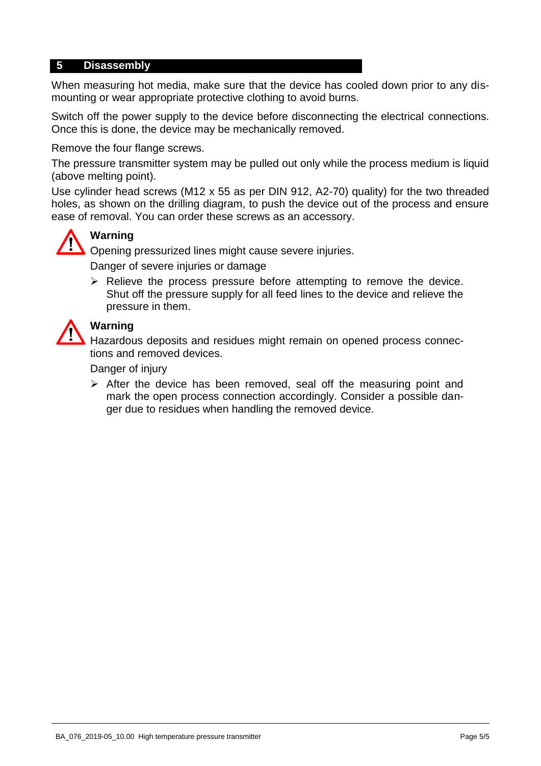## 5 Disassembly

When measuring hot media, make sure that the device has cooled down prior to any dismounting or wear appropriate protective clothing to avoid burns.

Switch off the power supply to the device before disconnecting the electrical connections. Once this is done, the device may be mechanically removed.

Remove the four flange screws.

The pressure transmitter system may be pulled out only while the process medium is liquid (above melting point).

Use cylinder head screws (M12 x 55 as per DIN 912, A2-70) quality) for the two threaded holes, as shown on the drilling diagram, to push the device out of the process and ensure ease of removal. You can order these screws as an accessory.

**Warning**

Opening pressurized lines might cause severe injuries.

Danger of severe injuries or damage

- Relieve the process pressure before attempting to remove the device. Shut off the pressure supply for all feed lines to the device and relieve the pressure in them.

**Warning**

Hazardous deposits and residues might remain on opened process connections and removed devices.

Danger of injury

- After the device has been removed, seal off the measuring point and mark the open process connection accordingly. Consider a possible danger due to residues when handling the removed device.